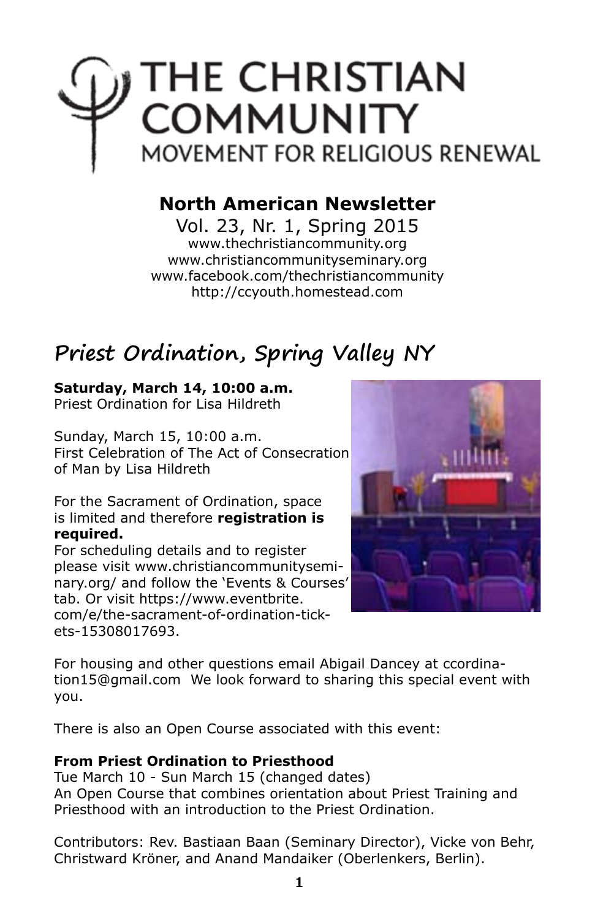# THE CHRISTIAN COMMUNITY
MOVEMENT FOR RELIGIOUS RENEWAL

**North American Newsletter**

Vol. 23, Nr. 1, Spring 2015

www.thechristiancommunity.org
www.christiancommunityseminary.org
www.facebook.com/thechristiancommunity
http://ccyouth.homestead.com

## Priest Ordination, Spring Valley NY

**Saturday, March 14, 10:00 a.m.**
Priest Ordination for Lisa Hildreth

Sunday, March 15, 10:00 a.m.
First Celebration of The Act of Consecration of Man by Lisa Hildreth

For the Sacrament of Ordination, space is limited and therefore **registration is required.**
For scheduling details and to register please visit www.christiancommunityseminary.org/ and follow the 'Events & Courses' tab. Or visit https://www.eventbrite.com/e/the-sacrament-of-ordination-tickets-15308017693.

For housing and other questions email Abigail Dancey at ccordination15@gmail.com We look forward to sharing this special event with you.

There is also an Open Course associated with this event:

**From Priest Ordination to Priesthood**
Tue March 10 - Sun March 15 (changed dates)
An Open Course that combines orientation about Priest Training and Priesthood with an introduction to the Priest Ordination.

Contributors: Rev. Bastiaan Baan (Seminary Director), Vicke von Behr, Christward Kröner, and Anand Mandaiker (Oberlenkers, Berlin).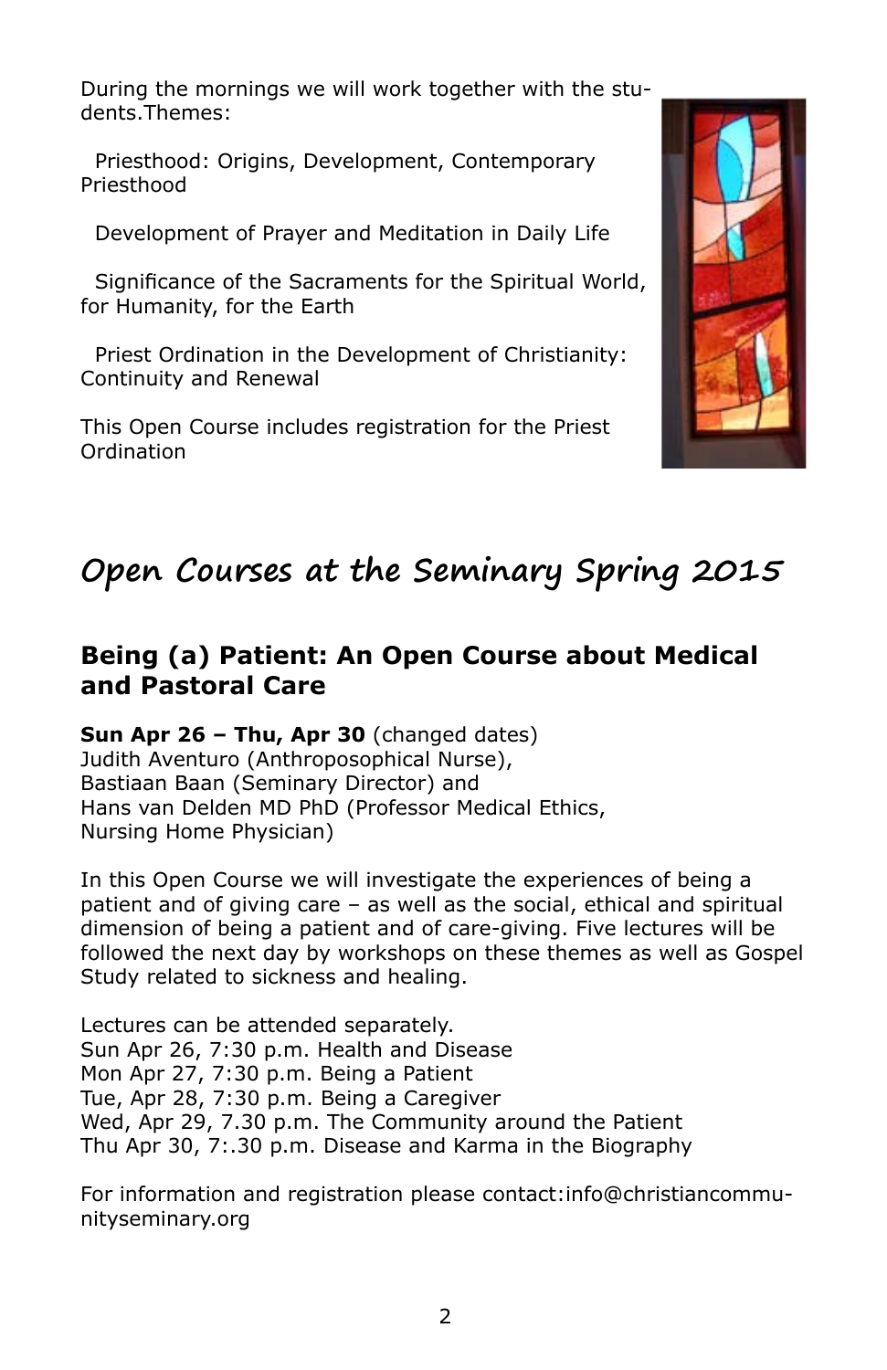During the mornings we will work together with the students.Themes:

Priesthood: Origins, Development, Contemporary Priesthood

Development of Prayer and Meditation in Daily Life

Significance of the Sacraments for the Spiritual World, for Humanity, for the Earth

Priest Ordination in the Development of Christianity: Continuity and Renewal

This Open Course includes registration for the Priest Ordination

# *Open Courses at the Seminary Spring 2015*

## Being (a) Patient: An Open Course about Medical and Pastoral Care

**Sun Apr 26 – Thu, Apr 30** (changed dates)
Judith Aventuro (Anthroposophical Nurse),
Bastiaan Baan (Seminary Director) and
Hans van Delden MD PhD (Professor Medical Ethics, Nursing Home Physician)

In this Open Course we will investigate the experiences of being a patient and of giving care – as well as the social, ethical and spiritual dimension of being a patient and of care-giving. Five lectures will be followed the next day by workshops on these themes as well as Gospel Study related to sickness and healing.

Lectures can be attended separately.
Sun Apr 26, 7:30 p.m. Health and Disease
Mon Apr 27, 7:30 p.m. Being a Patient
Tue, Apr 28, 7:30 p.m. Being a Caregiver
Wed, Apr 29, 7.30 p.m. The Community around the Patient
Thu Apr 30, 7:.30 p.m. Disease and Karma in the Biography

For information and registration please contact:info@christiancommunityseminary.org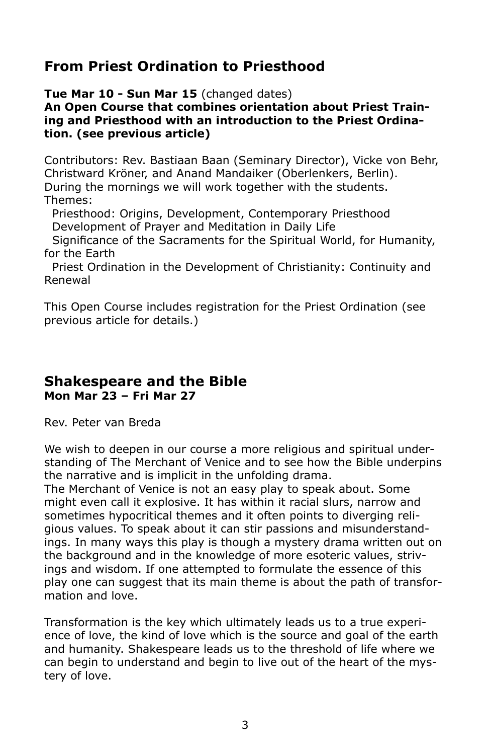## From Priest Ordination to Priesthood

**Tue Mar 10 - Sun Mar 15** (changed dates)
**An Open Course that combines orientation about Priest Training and Priesthood with an introduction to the Priest Ordination. (see previous article)**

Contributors: Rev. Bastiaan Baan (Seminary Director), Vicke von Behr, Christward Kröner, and Anand Mandaiker (Oberlenkers, Berlin).
During the mornings we will work together with the students.
Themes:

Priesthood: Origins, Development, Contemporary Priesthood
Development of Prayer and Meditation in Daily Life
Significance of the Sacraments for the Spiritual World, for Humanity, for the Earth
Priest Ordination in the Development of Christianity: Continuity and Renewal

This Open Course includes registration for the Priest Ordination (see previous article for details.)

## Shakespeare and the Bible
**Mon Mar 23 – Fri Mar 27**

Rev. Peter van Breda

We wish to deepen in our course a more religious and spiritual understanding of The Merchant of Venice and to see how the Bible underpins the narrative and is implicit in the unfolding drama.
The Merchant of Venice is not an easy play to speak about. Some might even call it explosive. It has within it racial slurs, narrow and sometimes hypocritical themes and it often points to diverging religious values. To speak about it can stir passions and misunderstandings. In many ways this play is though a mystery drama written out on the background and in the knowledge of more esoteric values, strivings and wisdom. If one attempted to formulate the essence of this play one can suggest that its main theme is about the path of transformation and love.

Transformation is the key which ultimately leads us to a true experience of love, the kind of love which is the source and goal of the earth and humanity. Shakespeare leads us to the threshold of life where we can begin to understand and begin to live out of the heart of the mystery of love.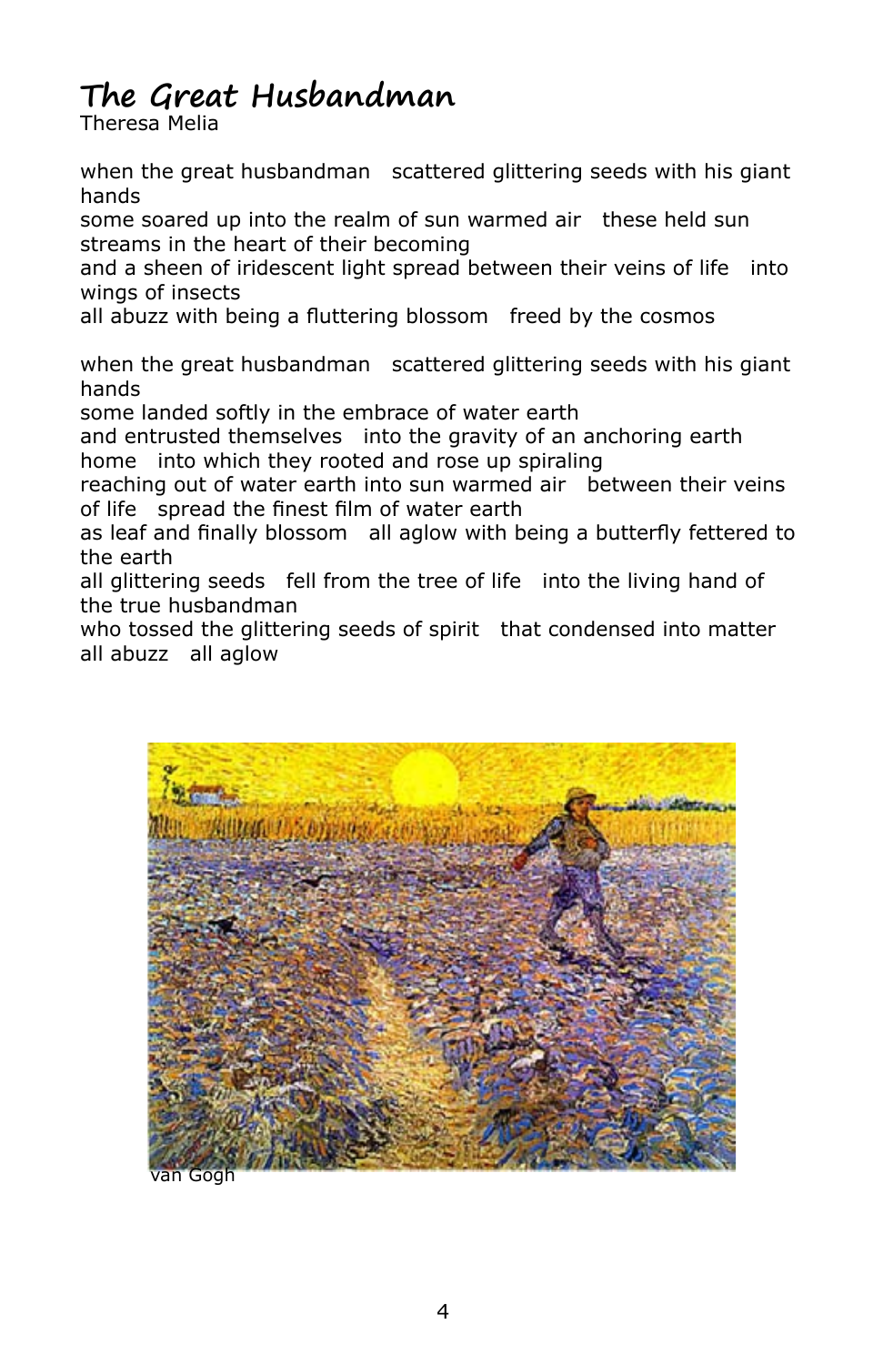# The Great Husbandman

Theresa Melia

when the great husbandman   scattered glittering seeds with his giant hands
some soared up into the realm of sun warmed air   these held sun streams in the heart of their becoming
and a sheen of iridescent light spread between their veins of life   into wings of insects
all abuzz with being a fluttering blossom   freed by the cosmos

when the great husbandman   scattered glittering seeds with his giant hands
some landed softly in the embrace of water earth
and entrusted themselves   into the gravity of an anchoring earth home   into which they rooted and rose up spiraling
reaching out of water earth into sun warmed air   between their veins of life   spread the finest film of water earth
as leaf and finally blossom   all aglow with being a butterfly fettered to the earth
all glittering seeds   fell from the tree of life   into the living hand of the true husbandman
who tossed the glittering seeds of spirit   that condensed into matter
all abuzz   all aglow

van Gogh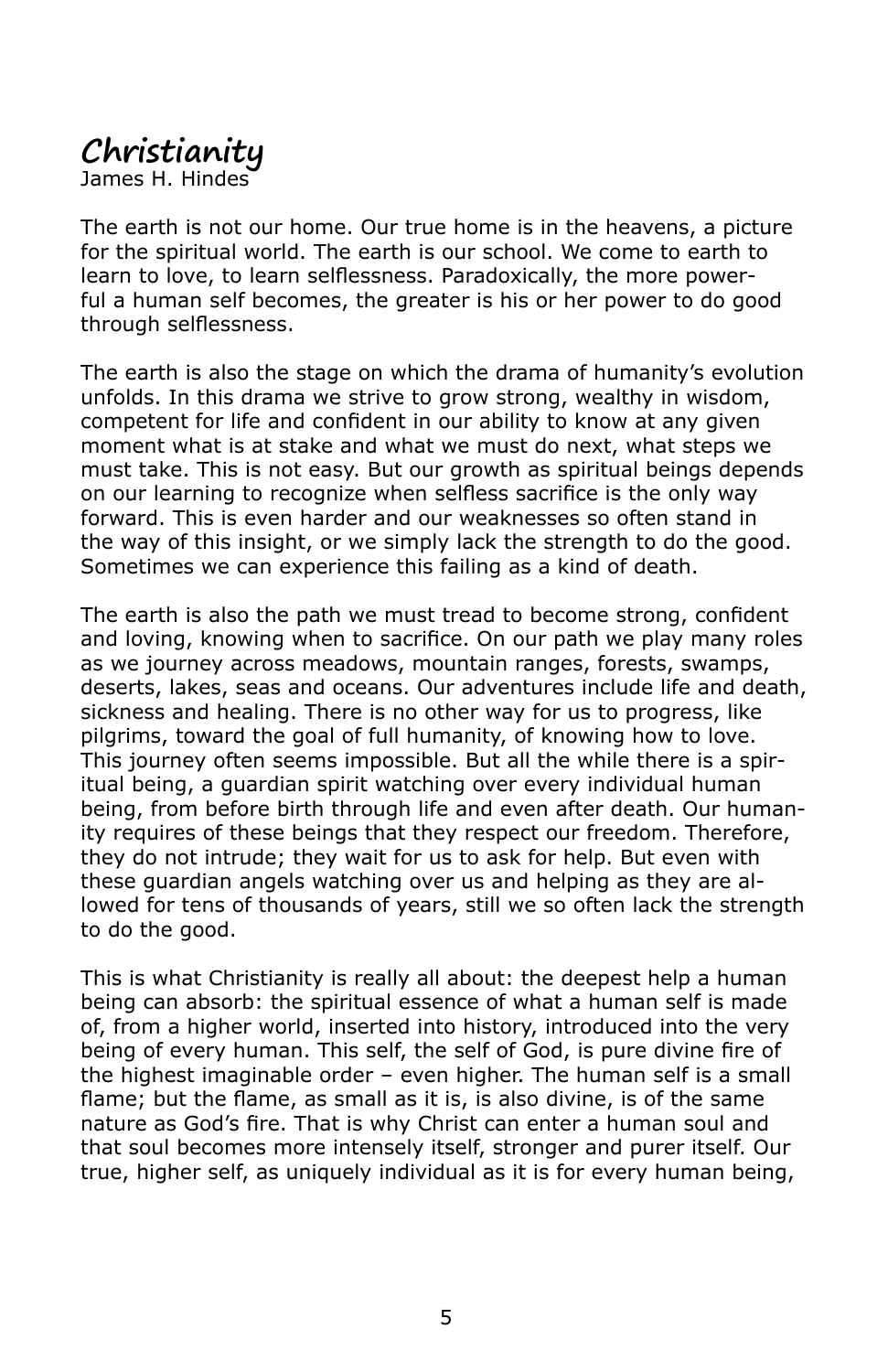# Christianity

James H. Hindes

The earth is not our home. Our true home is in the heavens, a picture for the spiritual world. The earth is our school. We come to earth to learn to love, to learn selflessness. Paradoxically, the more powerful a human self becomes, the greater is his or her power to do good through selflessness.

The earth is also the stage on which the drama of humanity's evolution unfolds. In this drama we strive to grow strong, wealthy in wisdom, competent for life and confident in our ability to know at any given moment what is at stake and what we must do next, what steps we must take. This is not easy. But our growth as spiritual beings depends on our learning to recognize when selfless sacrifice is the only way forward. This is even harder and our weaknesses so often stand in the way of this insight, or we simply lack the strength to do the good. Sometimes we can experience this failing as a kind of death.

The earth is also the path we must tread to become strong, confident and loving, knowing when to sacrifice. On our path we play many roles as we journey across meadows, mountain ranges, forests, swamps, deserts, lakes, seas and oceans. Our adventures include life and death, sickness and healing. There is no other way for us to progress, like pilgrims, toward the goal of full humanity, of knowing how to love. This journey often seems impossible. But all the while there is a spiritual being, a guardian spirit watching over every individual human being, from before birth through life and even after death. Our humanity requires of these beings that they respect our freedom. Therefore, they do not intrude; they wait for us to ask for help. But even with these guardian angels watching over us and helping as they are allowed for tens of thousands of years, still we so often lack the strength to do the good.

This is what Christianity is really all about: the deepest help a human being can absorb: the spiritual essence of what a human self is made of, from a higher world, inserted into history, introduced into the very being of every human. This self, the self of God, is pure divine fire of the highest imaginable order – even higher. The human self is a small flame; but the flame, as small as it is, is also divine, is of the same nature as God's fire. That is why Christ can enter a human soul and that soul becomes more intensely itself, stronger and purer itself. Our true, higher self, as uniquely individual as it is for every human being,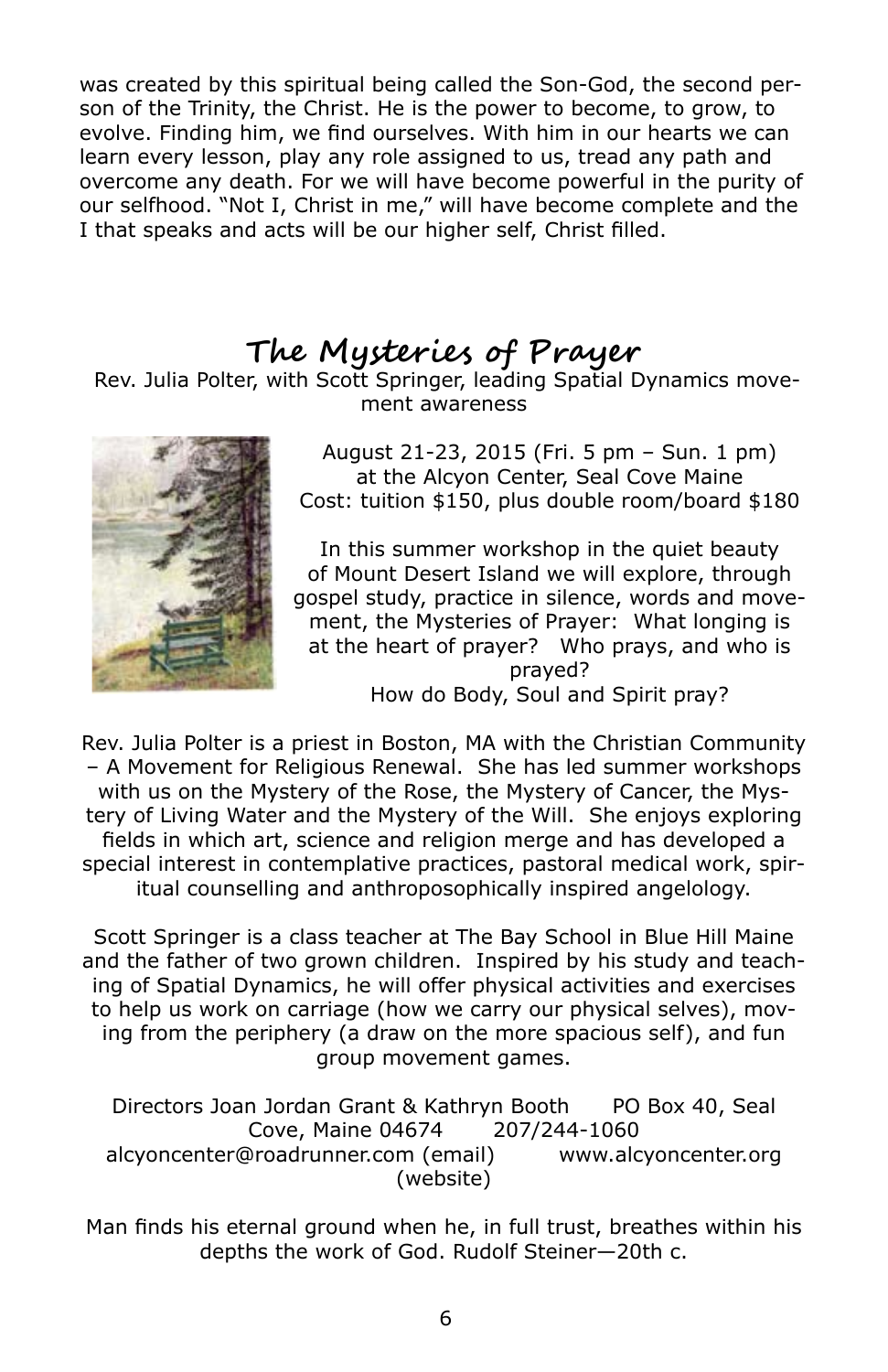was created by this spiritual being called the Son-God, the second person of the Trinity, the Christ. He is the power to become, to grow, to evolve. Finding him, we find ourselves. With him in our hearts we can learn every lesson, play any role assigned to us, tread any path and overcome any death. For we will have become powerful in the purity of our selfhood. "Not I, Christ in me," will have become complete and the I that speaks and acts will be our higher self, Christ filled.

## The Mysteries of Prayer

Rev. Julia Polter, with Scott Springer, leading Spatial Dynamics movement awareness

August 21-23, 2015 (Fri. 5 pm – Sun. 1 pm)
at the Alcyon Center, Seal Cove Maine
Cost: tuition $150, plus double room/board $180

In this summer workshop in the quiet beauty of Mount Desert Island we will explore, through gospel study, practice in silence, words and movement, the Mysteries of Prayer: What longing is at the heart of prayer? Who prays, and who is prayed?
How do Body, Soul and Spirit pray?

Rev. Julia Polter is a priest in Boston, MA with the Christian Community – A Movement for Religious Renewal. She has led summer workshops with us on the Mystery of the Rose, the Mystery of Cancer, the Mystery of Living Water and the Mystery of the Will. She enjoys exploring fields in which art, science and religion merge and has developed a special interest in contemplative practices, pastoral medical work, spiritual counselling and anthroposophically inspired angelology.

Scott Springer is a class teacher at The Bay School in Blue Hill Maine and the father of two grown children. Inspired by his study and teaching of Spatial Dynamics, he will offer physical activities and exercises to help us work on carriage (how we carry our physical selves), moving from the periphery (a draw on the more spacious self), and fun group movement games.

Directors Joan Jordan Grant & Kathryn Booth PO Box 40, Seal Cove, Maine 04674 207/244-1060
alcyoncenter@roadrunner.com (email) www.alcyoncenter.org (website)

Man finds his eternal ground when he, in full trust, breathes within his depths the work of God. Rudolf Steiner—20th c.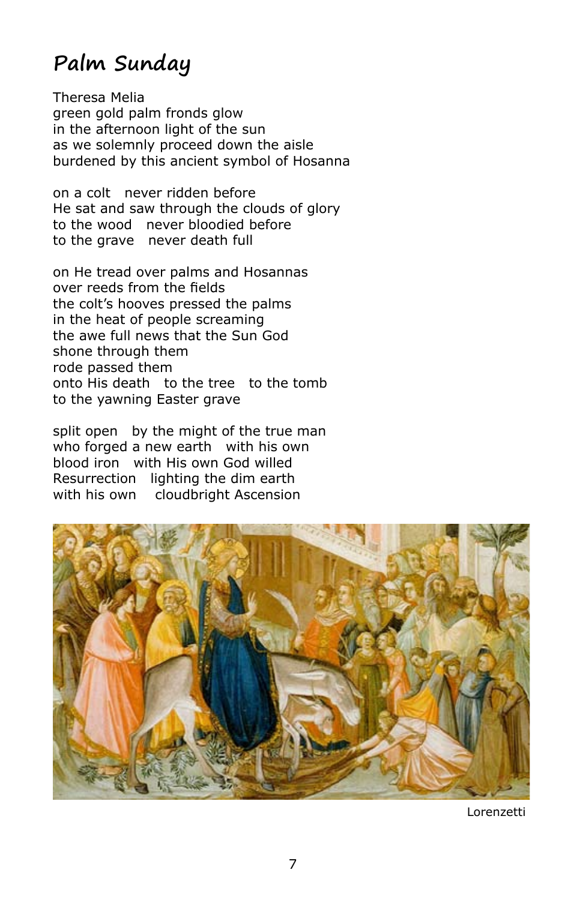# Palm Sunday

Theresa Melia
green gold palm fronds glow
in the afternoon light of the sun
as we solemnly proceed down the aisle
burdened by this ancient symbol of Hosanna

on a colt   never ridden before
He sat and saw through the clouds of glory
to the wood   never bloodied before
to the grave   never death full

on He tread over palms and Hosannas
over reeds from the fields
the colt's hooves pressed the palms
in the heat of people screaming
the awe full news that the Sun God
shone through them
rode passed them
onto His death   to the tree   to the tomb
to the yawning Easter grave

split open   by the might of the true man
who forged a new earth   with his own
blood iron   with His own God willed
Resurrection   lighting the dim earth
with his own   cloudbright Ascension

Lorenzetti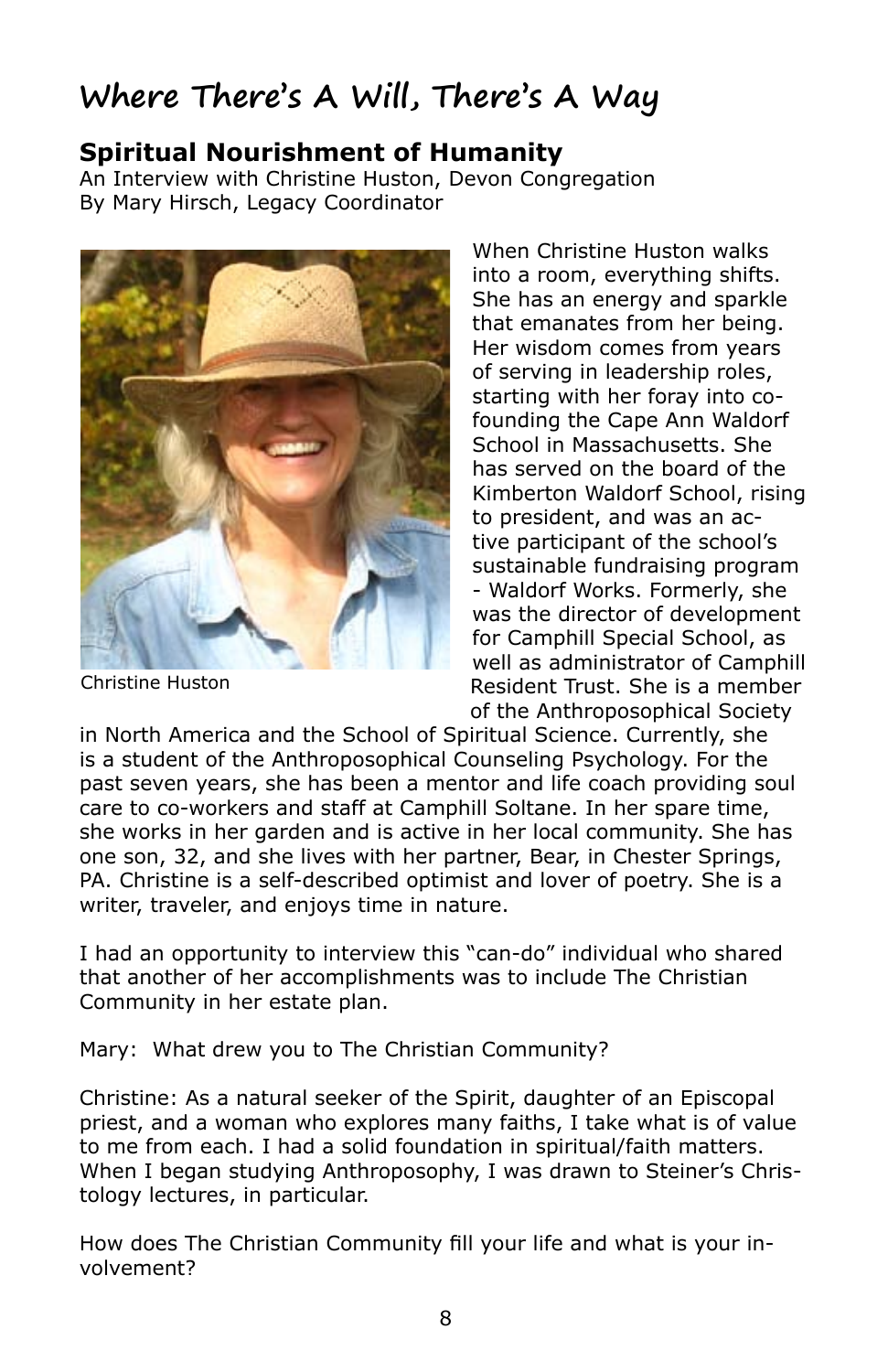# Where There's A Will, There's A Way

## Spiritual Nourishment of Humanity

An Interview with Christine Huston, Devon Congregation
By Mary Hirsch, Legacy Coordinator

Christine Huston

When Christine Huston walks into a room, everything shifts. She has an energy and sparkle that emanates from her being. Her wisdom comes from years of serving in leadership roles, starting with her foray into co-founding the Cape Ann Waldorf School in Massachusetts. She has served on the board of the Kimberton Waldorf School, rising to president, and was an active participant of the school's sustainable fundraising program - Waldorf Works. Formerly, she was the director of development for Camphill Special School, as well as administrator of Camphill Resident Trust. She is a member of the Anthroposophical Society in North America and the School of Spiritual Science. Currently, she is a student of the Anthroposophical Counseling Psychology. For the past seven years, she has been a mentor and life coach providing soul care to co-workers and staff at Camphill Soltane. In her spare time, she works in her garden and is active in her local community. She has one son, 32, and she lives with her partner, Bear, in Chester Springs, PA. Christine is a self-described optimist and lover of poetry. She is a writer, traveler, and enjoys time in nature.

I had an opportunity to interview this "can-do" individual who shared that another of her accomplishments was to include The Christian Community in her estate plan.

Mary: What drew you to The Christian Community?

Christine: As a natural seeker of the Spirit, daughter of an Episcopal priest, and a woman who explores many faiths, I take what is of value to me from each. I had a solid foundation in spiritual/faith matters. When I began studying Anthroposophy, I was drawn to Steiner's Christology lectures, in particular.

How does The Christian Community fill your life and what is your involvement?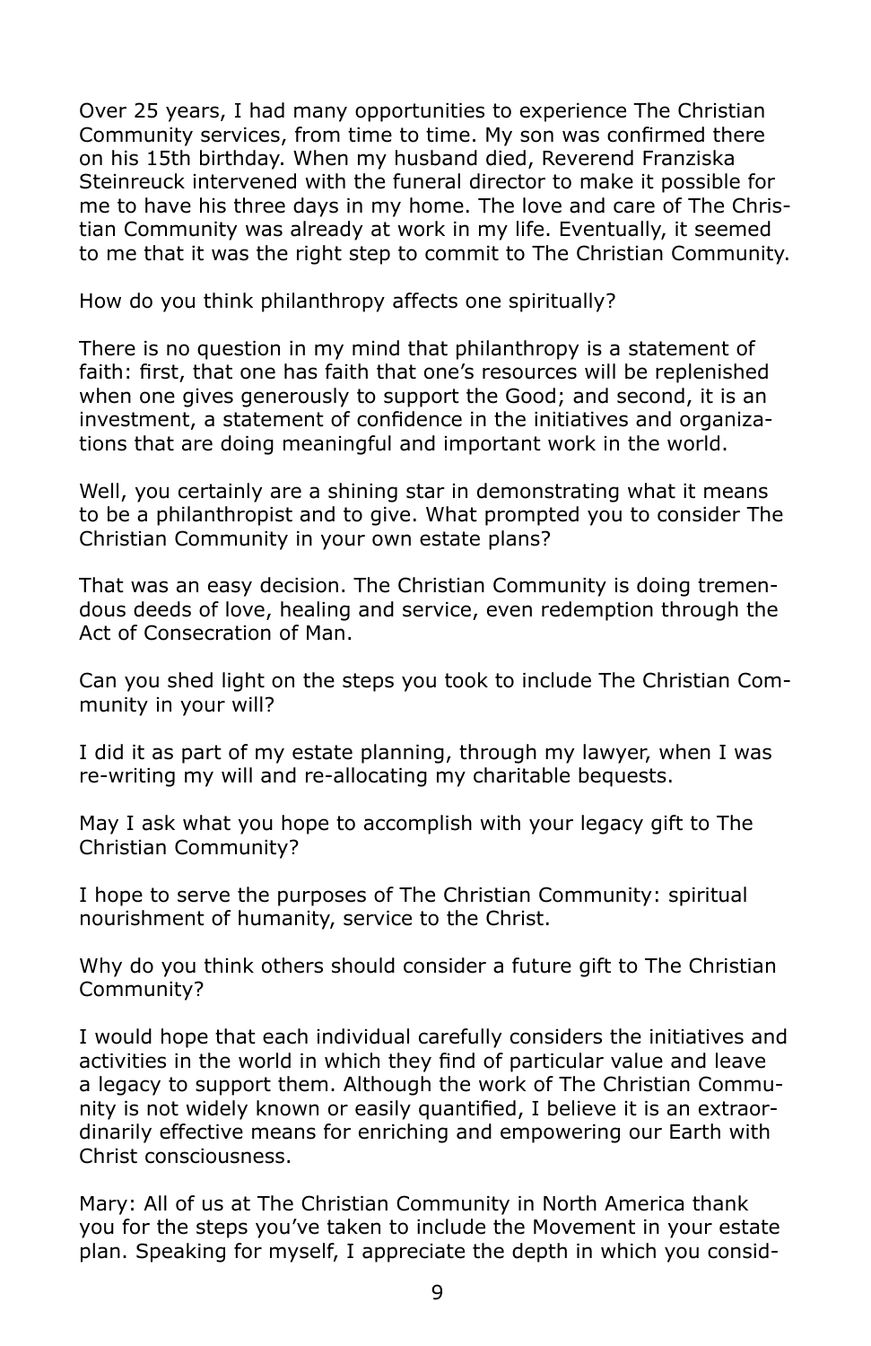Over 25 years, I had many opportunities to experience The Christian Community services, from time to time. My son was confirmed there on his 15th birthday. When my husband died, Reverend Franziska Steinreuck intervened with the funeral director to make it possible for me to have his three days in my home. The love and care of The Christian Community was already at work in my life. Eventually, it seemed to me that it was the right step to commit to The Christian Community.

How do you think philanthropy affects one spiritually?

There is no question in my mind that philanthropy is a statement of faith: first, that one has faith that one's resources will be replenished when one gives generously to support the Good; and second, it is an investment, a statement of confidence in the initiatives and organizations that are doing meaningful and important work in the world.

Well, you certainly are a shining star in demonstrating what it means to be a philanthropist and to give. What prompted you to consider The Christian Community in your own estate plans?

That was an easy decision. The Christian Community is doing tremendous deeds of love, healing and service, even redemption through the Act of Consecration of Man.

Can you shed light on the steps you took to include The Christian Community in your will?

I did it as part of my estate planning, through my lawyer, when I was re-writing my will and re-allocating my charitable bequests.

May I ask what you hope to accomplish with your legacy gift to The Christian Community?

I hope to serve the purposes of The Christian Community: spiritual nourishment of humanity, service to the Christ.

Why do you think others should consider a future gift to The Christian Community?

I would hope that each individual carefully considers the initiatives and activities in the world in which they find of particular value and leave a legacy to support them. Although the work of The Christian Community is not widely known or easily quantified, I believe it is an extraordinarily effective means for enriching and empowering our Earth with Christ consciousness.

Mary: All of us at The Christian Community in North America thank you for the steps you've taken to include the Movement in your estate plan. Speaking for myself, I appreciate the depth in which you consid-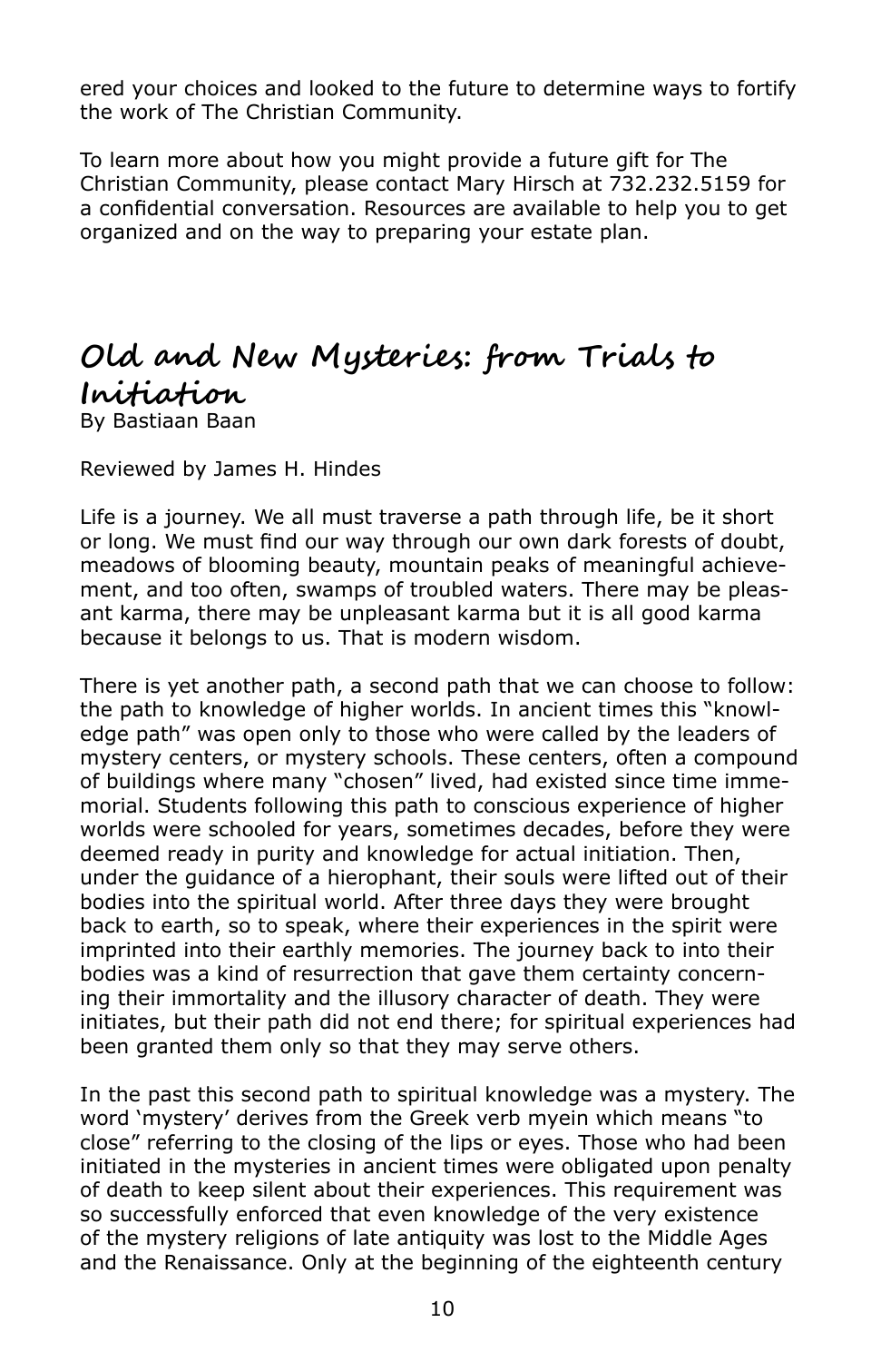ered your choices and looked to the future to determine ways to fortify the work of The Christian Community.

To learn more about how you might provide a future gift for The Christian Community, please contact Mary Hirsch at 732.232.5159 for a confidential conversation. Resources are available to help you to get organized and on the way to preparing your estate plan.

## Old and New Mysteries: from Trials to Initiation

By Bastiaan Baan

Reviewed by James H. Hindes

Life is a journey. We all must traverse a path through life, be it short or long. We must find our way through our own dark forests of doubt, meadows of blooming beauty, mountain peaks of meaningful achievement, and too often, swamps of troubled waters. There may be pleasant karma, there may be unpleasant karma but it is all good karma because it belongs to us. That is modern wisdom.

There is yet another path, a second path that we can choose to follow: the path to knowledge of higher worlds. In ancient times this "knowledge path" was open only to those who were called by the leaders of mystery centers, or mystery schools. These centers, often a compound of buildings where many "chosen" lived, had existed since time immemorial. Students following this path to conscious experience of higher worlds were schooled for years, sometimes decades, before they were deemed ready in purity and knowledge for actual initiation. Then, under the guidance of a hierophant, their souls were lifted out of their bodies into the spiritual world. After three days they were brought back to earth, so to speak, where their experiences in the spirit were imprinted into their earthly memories. The journey back to into their bodies was a kind of resurrection that gave them certainty concerning their immortality and the illusory character of death. They were initiates, but their path did not end there; for spiritual experiences had been granted them only so that they may serve others.

In the past this second path to spiritual knowledge was a mystery. The word 'mystery' derives from the Greek verb myein which means "to close" referring to the closing of the lips or eyes. Those who had been initiated in the mysteries in ancient times were obligated upon penalty of death to keep silent about their experiences. This requirement was so successfully enforced that even knowledge of the very existence of the mystery religions of late antiquity was lost to the Middle Ages and the Renaissance. Only at the beginning of the eighteenth century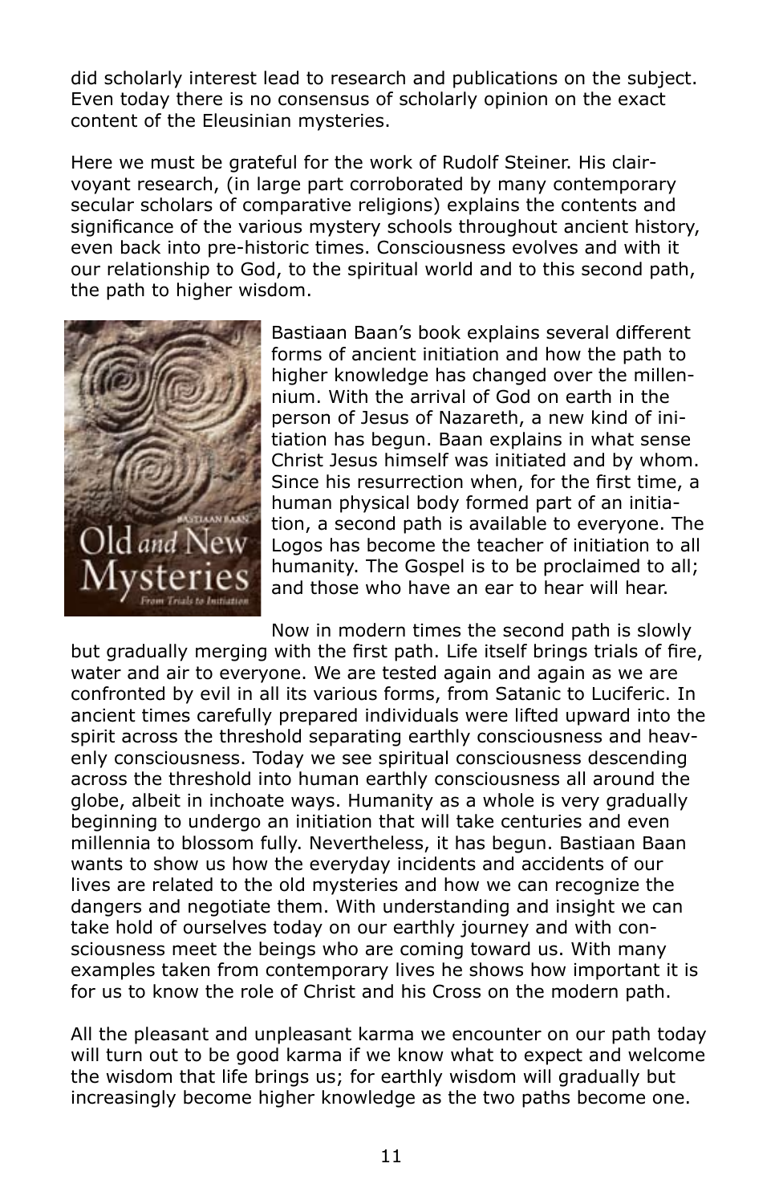did scholarly interest lead to research and publications on the subject. Even today there is no consensus of scholarly opinion on the exact content of the Eleusinian mysteries.

Here we must be grateful for the work of Rudolf Steiner. His clairvoyant research, (in large part corroborated by many contemporary secular scholars of comparative religions) explains the contents and significance of the various mystery schools throughout ancient history, even back into pre-historic times. Consciousness evolves and with it our relationship to God, to the spiritual world and to this second path, the path to higher wisdom.

Bastiaan Baan's book explains several different forms of ancient initiation and how the path to higher knowledge has changed over the millennium. With the arrival of God on earth in the person of Jesus of Nazareth, a new kind of initiation has begun. Baan explains in what sense Christ Jesus himself was initiated and by whom. Since his resurrection when, for the first time, a human physical body formed part of an initiation, a second path is available to everyone. The Logos has become the teacher of initiation to all humanity. The Gospel is to be proclaimed to all; and those who have an ear to hear will hear.

Now in modern times the second path is slowly but gradually merging with the first path. Life itself brings trials of fire, water and air to everyone. We are tested again and again as we are confronted by evil in all its various forms, from Satanic to Luciferic. In ancient times carefully prepared individuals were lifted upward into the spirit across the threshold separating earthly consciousness and heavenly consciousness. Today we see spiritual consciousness descending across the threshold into human earthly consciousness all around the globe, albeit in inchoate ways. Humanity as a whole is very gradually beginning to undergo an initiation that will take centuries and even millennia to blossom fully. Nevertheless, it has begun. Bastiaan Baan wants to show us how the everyday incidents and accidents of our lives are related to the old mysteries and how we can recognize the dangers and negotiate them. With understanding and insight we can take hold of ourselves today on our earthly journey and with consciousness meet the beings who are coming toward us. With many examples taken from contemporary lives he shows how important it is for us to know the role of Christ and his Cross on the modern path.

All the pleasant and unpleasant karma we encounter on our path today will turn out to be good karma if we know what to expect and welcome the wisdom that life brings us; for earthly wisdom will gradually but increasingly become higher knowledge as the two paths become one.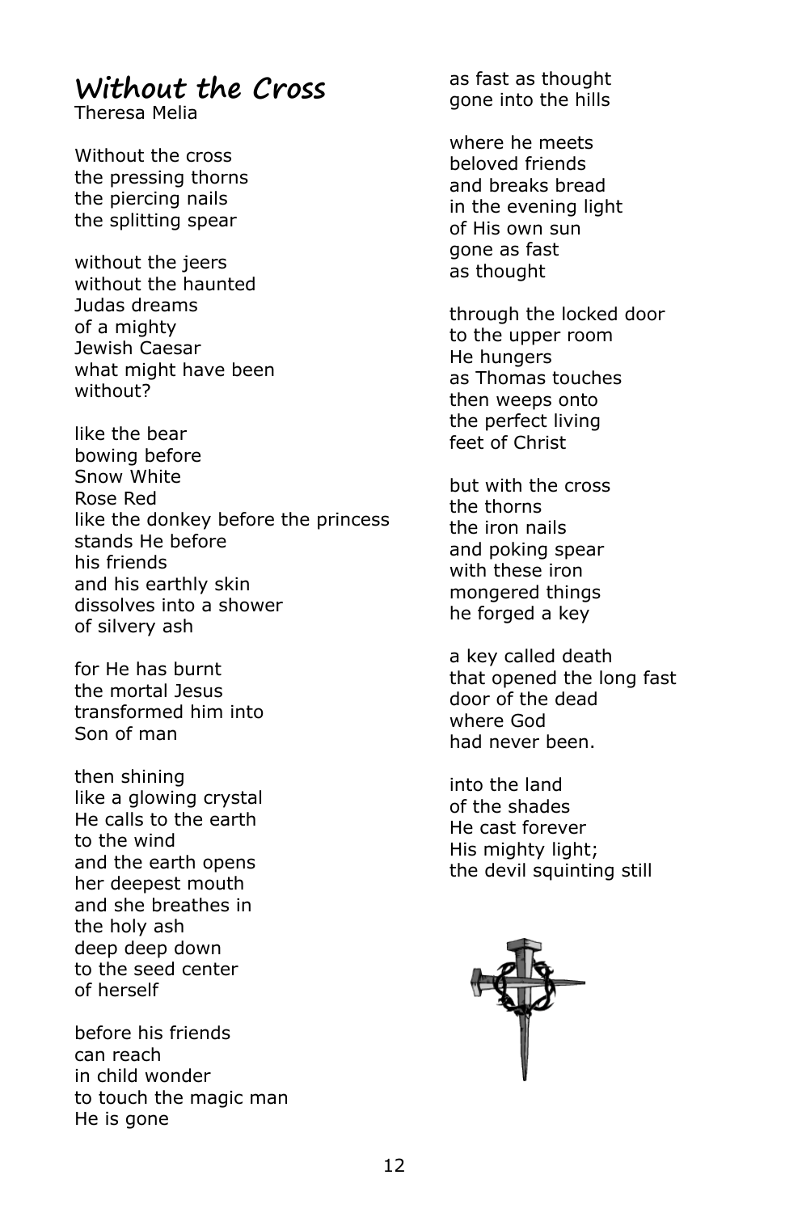# Without the Cross

Theresa Melia

Without the cross
the pressing thorns
the piercing nails
the splitting spear

without the jeers
without the haunted
Judas dreams
of a mighty
Jewish Caesar
what might have been
without?

like the bear
bowing before
Snow White
Rose Red
like the donkey before the princess
stands He before
his friends
and his earthly skin
dissolves into a shower
of silvery ash

for He has burnt
the mortal Jesus
transformed him into
Son of man

then shining
like a glowing crystal
He calls to the earth
to the wind
and the earth opens
her deepest mouth
and she breathes in
the holy ash
deep deep down
to the seed center
of herself

before his friends
can reach
in child wonder
to touch the magic man
He is gone

as fast as thought
gone into the hills

where he meets
beloved friends
and breaks bread
in the evening light
of His own sun
gone as fast
as thought

through the locked door
to the upper room
He hungers
as Thomas touches
then weeps onto
the perfect living
feet of Christ

but with the cross
the thorns
the iron nails
and poking spear
with these iron
mongered things
he forged a key

a key called death
that opened the long fast
door of the dead
where God
had never been.

into the land
of the shades
He cast forever
His mighty light;
the devil squinting still